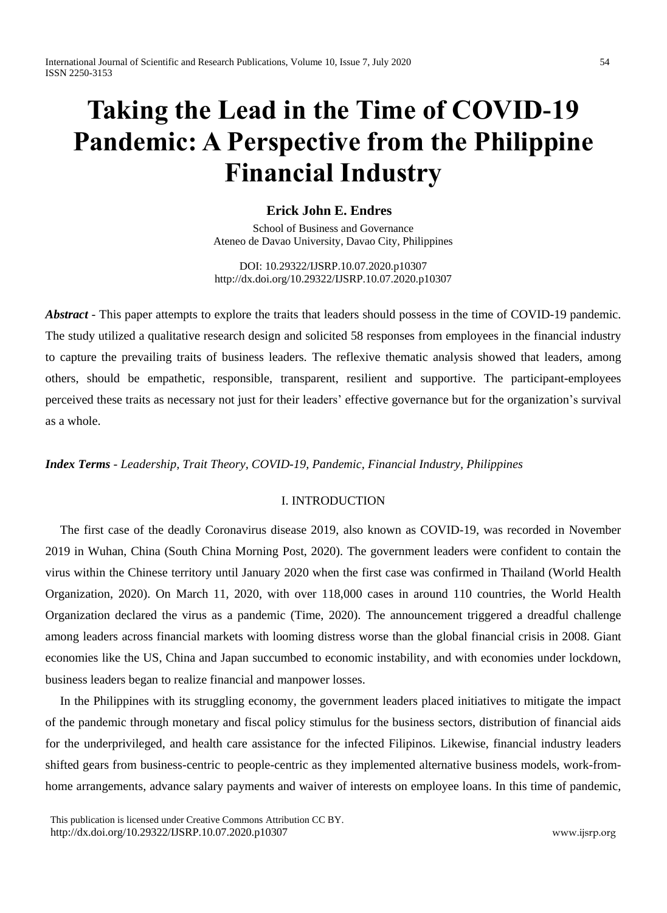# Taking the Lead in the Time of COVID-19 Pandemic: A Perspective from the Philippine Financial Industry

**Erick John E. Endres**

School of Business and Governance
Ateneo de Davao University, Davao City, Philippines

DOI: 10.29322/IJSRP.10.07.2020.p10307
http://dx.doi.org/10.29322/IJSRP.10.07.2020.p10307

***Abstract*** - This paper attempts to explore the traits that leaders should possess in the time of COVID-19 pandemic. The study utilized a qualitative research design and solicited 58 responses from employees in the financial industry to capture the prevailing traits of business leaders. The reflexive thematic analysis showed that leaders, among others, should be empathetic, responsible, transparent, resilient and supportive. The participant-employees perceived these traits as necessary not just for their leaders' effective governance but for the organization's survival as a whole.

***Index Terms*** - *Leadership, Trait Theory, COVID-19, Pandemic, Financial Industry, Philippines*

## I. INTRODUCTION

The first case of the deadly Coronavirus disease 2019, also known as COVID-19, was recorded in November 2019 in Wuhan, China (South China Morning Post, 2020). The government leaders were confident to contain the virus within the Chinese territory until January 2020 when the first case was confirmed in Thailand (World Health Organization, 2020). On March 11, 2020, with over 118,000 cases in around 110 countries, the World Health Organization declared the virus as a pandemic (Time, 2020). The announcement triggered a dreadful challenge among leaders across financial markets with looming distress worse than the global financial crisis in 2008. Giant economies like the US, China and Japan succumbed to economic instability, and with economies under lockdown, business leaders began to realize financial and manpower losses.

In the Philippines with its struggling economy, the government leaders placed initiatives to mitigate the impact of the pandemic through monetary and fiscal policy stimulus for the business sectors, distribution of financial aids for the underprivileged, and health care assistance for the infected Filipinos. Likewise, financial industry leaders shifted gears from business-centric to people-centric as they implemented alternative business models, work-from-home arrangements, advance salary payments and waiver of interests on employee loans. In this time of pandemic,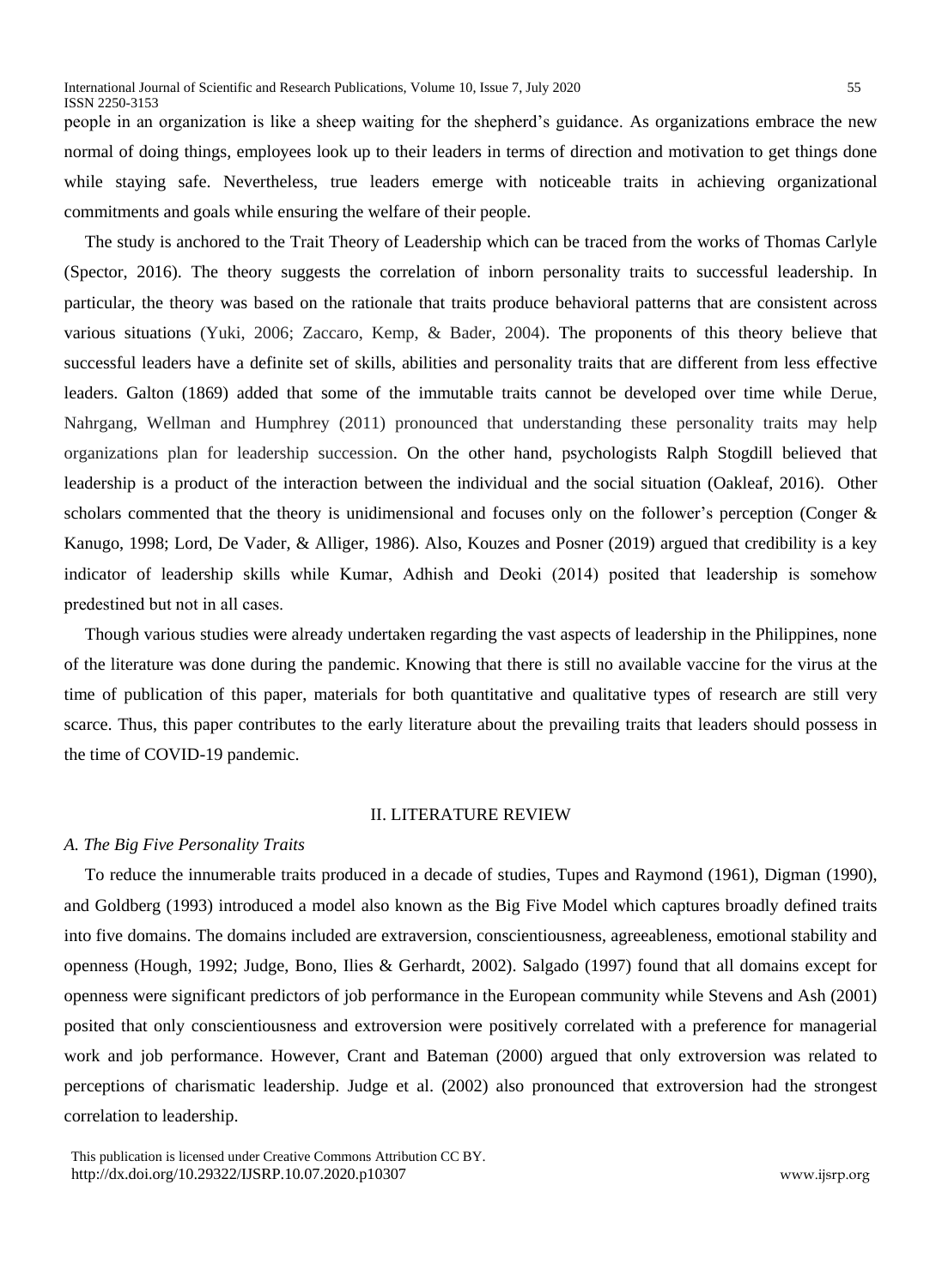people in an organization is like a sheep waiting for the shepherd's guidance. As organizations embrace the new normal of doing things, employees look up to their leaders in terms of direction and motivation to get things done while staying safe. Nevertheless, true leaders emerge with noticeable traits in achieving organizational commitments and goals while ensuring the welfare of their people.

The study is anchored to the Trait Theory of Leadership which can be traced from the works of Thomas Carlyle (Spector, 2016). The theory suggests the correlation of inborn personality traits to successful leadership. In particular, the theory was based on the rationale that traits produce behavioral patterns that are consistent across various situations (Yuki, 2006; Zaccaro, Kemp, & Bader, 2004). The proponents of this theory believe that successful leaders have a definite set of skills, abilities and personality traits that are different from less effective leaders. Galton (1869) added that some of the immutable traits cannot be developed over time while Derue, Nahrgang, Wellman and Humphrey (2011) pronounced that understanding these personality traits may help organizations plan for leadership succession. On the other hand, psychologists Ralph Stogdill believed that leadership is a product of the interaction between the individual and the social situation (Oakleaf, 2016). Other scholars commented that the theory is unidimensional and focuses only on the follower's perception (Conger & Kanugo, 1998; Lord, De Vader, & Alliger, 1986). Also, Kouzes and Posner (2019) argued that credibility is a key indicator of leadership skills while Kumar, Adhish and Deoki (2014) posited that leadership is somehow predestined but not in all cases.

Though various studies were already undertaken regarding the vast aspects of leadership in the Philippines, none of the literature was done during the pandemic. Knowing that there is still no available vaccine for the virus at the time of publication of this paper, materials for both quantitative and qualitative types of research are still very scarce. Thus, this paper contributes to the early literature about the prevailing traits that leaders should possess in the time of COVID-19 pandemic.

## II. LITERATURE REVIEW

### *A. The Big Five Personality Traits*

To reduce the innumerable traits produced in a decade of studies, Tupes and Raymond (1961), Digman (1990), and Goldberg (1993) introduced a model also known as the Big Five Model which captures broadly defined traits into five domains. The domains included are extraversion, conscientiousness, agreeableness, emotional stability and openness (Hough, 1992; Judge, Bono, Ilies & Gerhardt, 2002). Salgado (1997) found that all domains except for openness were significant predictors of job performance in the European community while Stevens and Ash (2001) posited that only conscientiousness and extroversion were positively correlated with a preference for managerial work and job performance. However, Crant and Bateman (2000) argued that only extroversion was related to perceptions of charismatic leadership. Judge et al. (2002) also pronounced that extroversion had the strongest correlation to leadership.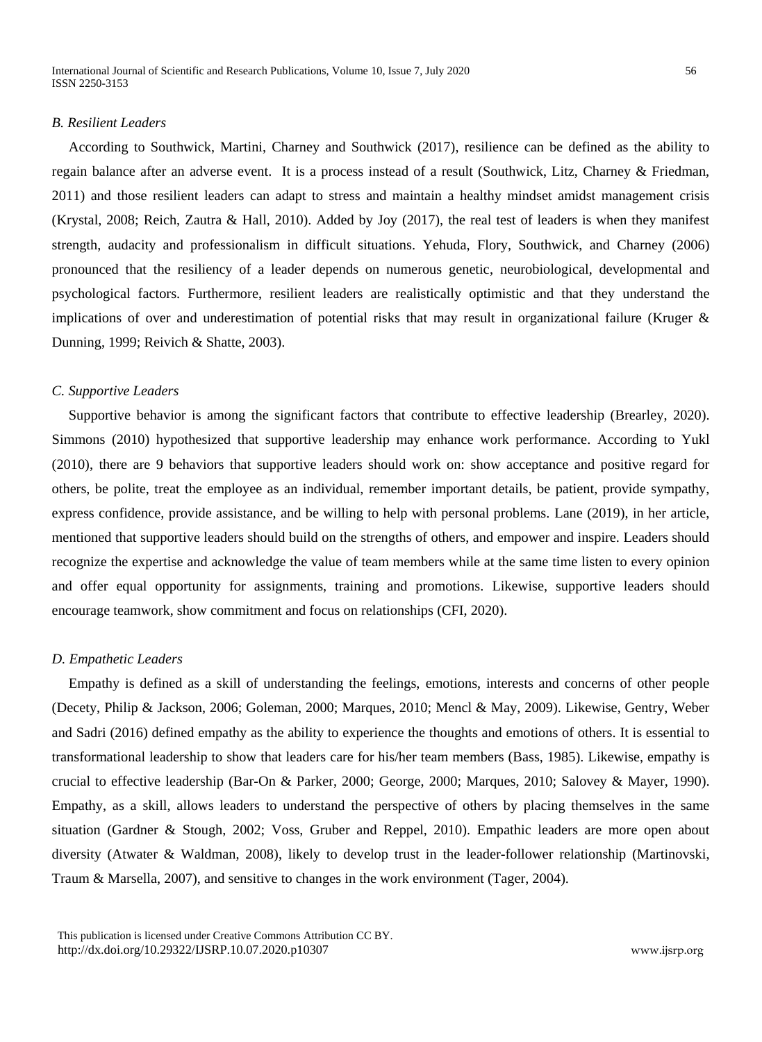### *B. Resilient Leaders*

According to Southwick, Martini, Charney and Southwick (2017), resilience can be defined as the ability to regain balance after an adverse event. It is a process instead of a result (Southwick, Litz, Charney & Friedman, 2011) and those resilient leaders can adapt to stress and maintain a healthy mindset amidst management crisis (Krystal, 2008; Reich, Zautra & Hall, 2010). Added by Joy (2017), the real test of leaders is when they manifest strength, audacity and professionalism in difficult situations. Yehuda, Flory, Southwick, and Charney (2006) pronounced that the resiliency of a leader depends on numerous genetic, neurobiological, developmental and psychological factors. Furthermore, resilient leaders are realistically optimistic and that they understand the implications of over and underestimation of potential risks that may result in organizational failure (Kruger & Dunning, 1999; Reivich & Shatte, 2003).

### *C. Supportive Leaders*

Supportive behavior is among the significant factors that contribute to effective leadership (Brearley, 2020). Simmons (2010) hypothesized that supportive leadership may enhance work performance. According to Yukl (2010), there are 9 behaviors that supportive leaders should work on: show acceptance and positive regard for others, be polite, treat the employee as an individual, remember important details, be patient, provide sympathy, express confidence, provide assistance, and be willing to help with personal problems. Lane (2019), in her article, mentioned that supportive leaders should build on the strengths of others, and empower and inspire. Leaders should recognize the expertise and acknowledge the value of team members while at the same time listen to every opinion and offer equal opportunity for assignments, training and promotions. Likewise, supportive leaders should encourage teamwork, show commitment and focus on relationships (CFI, 2020).

### *D. Empathetic Leaders*

Empathy is defined as a skill of understanding the feelings, emotions, interests and concerns of other people (Decety, Philip & Jackson, 2006; Goleman, 2000; Marques, 2010; Mencl & May, 2009). Likewise, Gentry, Weber and Sadri (2016) defined empathy as the ability to experience the thoughts and emotions of others. It is essential to transformational leadership to show that leaders care for his/her team members (Bass, 1985). Likewise, empathy is crucial to effective leadership (Bar-On & Parker, 2000; George, 2000; Marques, 2010; Salovey & Mayer, 1990). Empathy, as a skill, allows leaders to understand the perspective of others by placing themselves in the same situation (Gardner & Stough, 2002; Voss, Gruber and Reppel, 2010). Empathic leaders are more open about diversity (Atwater & Waldman, 2008), likely to develop trust in the leader-follower relationship (Martinovski, Traum & Marsella, 2007), and sensitive to changes in the work environment (Tager, 2004).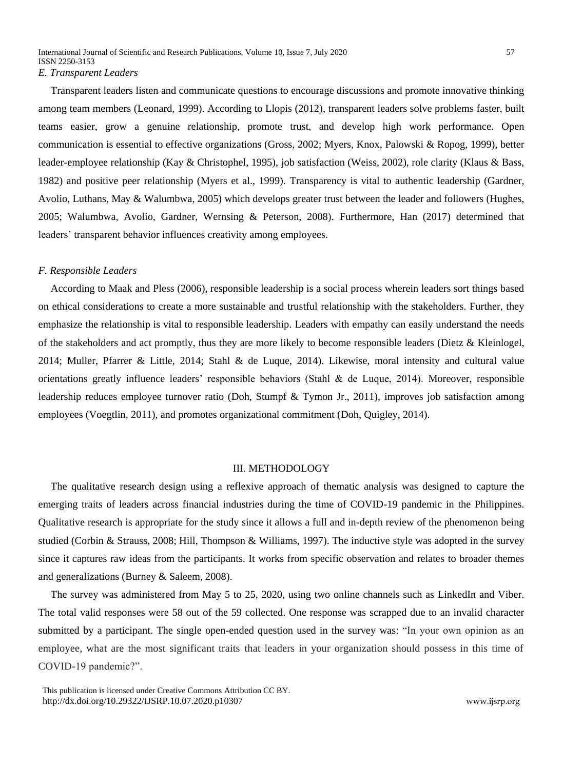### *E. Transparent Leaders*

Transparent leaders listen and communicate questions to encourage discussions and promote innovative thinking among team members (Leonard, 1999). According to Llopis (2012), transparent leaders solve problems faster, built teams easier, grow a genuine relationship, promote trust, and develop high work performance. Open communication is essential to effective organizations (Gross, 2002; Myers, Knox, Palowski & Ropog, 1999), better leader-employee relationship (Kay & Christophel, 1995), job satisfaction (Weiss, 2002), role clarity (Klaus & Bass, 1982) and positive peer relationship (Myers et al., 1999). Transparency is vital to authentic leadership (Gardner, Avolio, Luthans, May & Walumbwa, 2005) which develops greater trust between the leader and followers (Hughes, 2005; Walumbwa, Avolio, Gardner, Wernsing & Peterson, 2008). Furthermore, Han (2017) determined that leaders' transparent behavior influences creativity among employees.

### *F. Responsible Leaders*

According to Maak and Pless (2006), responsible leadership is a social process wherein leaders sort things based on ethical considerations to create a more sustainable and trustful relationship with the stakeholders. Further, they emphasize the relationship is vital to responsible leadership. Leaders with empathy can easily understand the needs of the stakeholders and act promptly, thus they are more likely to become responsible leaders (Dietz & Kleinlogel, 2014; Muller, Pfarrer & Little, 2014; Stahl & de Luque, 2014). Likewise, moral intensity and cultural value orientations greatly influence leaders' responsible behaviors (Stahl & de Luque, 2014). Moreover, responsible leadership reduces employee turnover ratio (Doh, Stumpf & Tymon Jr., 2011), improves job satisfaction among employees (Voegtlin, 2011), and promotes organizational commitment (Doh, Quigley, 2014).

## III. METHODOLOGY

The qualitative research design using a reflexive approach of thematic analysis was designed to capture the emerging traits of leaders across financial industries during the time of COVID-19 pandemic in the Philippines. Qualitative research is appropriate for the study since it allows a full and in-depth review of the phenomenon being studied (Corbin & Strauss, 2008; Hill, Thompson & Williams, 1997). The inductive style was adopted in the survey since it captures raw ideas from the participants. It works from specific observation and relates to broader themes and generalizations (Burney & Saleem, 2008).

The survey was administered from May 5 to 25, 2020, using two online channels such as LinkedIn and Viber. The total valid responses were 58 out of the 59 collected. One response was scrapped due to an invalid character submitted by a participant. The single open-ended question used in the survey was: "In your own opinion as an employee, what are the most significant traits that leaders in your organization should possess in this time of COVID-19 pandemic?".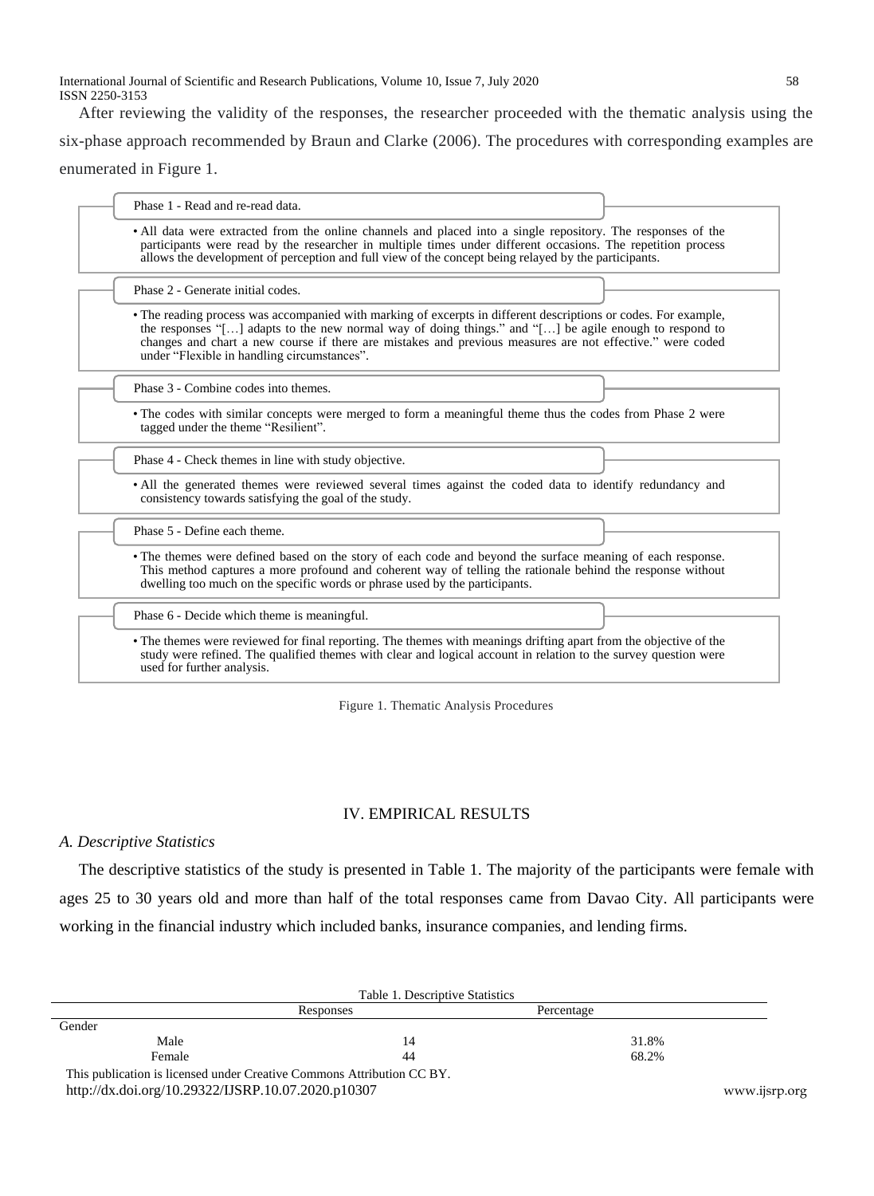After reviewing the validity of the responses, the researcher proceeded with the thematic analysis using the six-phase approach recommended by Braun and Clarke (2006). The procedures with corresponding examples are enumerated in Figure 1.

**Phase 1 - Read and re-read data.**

- All data were extracted from the online channels and placed into a single repository. The responses of the participants were read by the researcher in multiple times under different occasions. The repetition process allows the development of perception and full view of the concept being relayed by the participants.

**Phase 2 - Generate initial codes.**

- The reading process was accompanied with marking of excerpts in different descriptions or codes. For example, the responses "[…] adapts to the new normal way of doing things." and "[…] be agile enough to respond to changes and chart a new course if there are mistakes and previous measures are not effective." were coded under "Flexible in handling circumstances".

**Phase 3 - Combine codes into themes.**

- The codes with similar concepts were merged to form a meaningful theme thus the codes from Phase 2 were tagged under the theme "Resilient".

**Phase 4 - Check themes in line with study objective.**

- All the generated themes were reviewed several times against the coded data to identify redundancy and consistency towards satisfying the goal of the study.

**Phase 5 - Define each theme.**

- The themes were defined based on the story of each code and beyond the surface meaning of each response. This method captures a more profound and coherent way of telling the rationale behind the response without dwelling too much on the specific words or phrase used by the participants.

**Phase 6 - Decide which theme is meaningful.**

- The themes were reviewed for final reporting. The themes with meanings drifting apart from the objective of the study were refined. The qualified themes with clear and logical account in relation to the survey question were used for further analysis.

Figure 1. Thematic Analysis Procedures

## IV. EMPIRICAL RESULTS

### *A. Descriptive Statistics*

The descriptive statistics of the study is presented in Table 1. The majority of the participants were female with ages 25 to 30 years old and more than half of the total responses came from Davao City. All participants were working in the financial industry which included banks, insurance companies, and lending firms.

Table 1. Descriptive Statistics

| | Responses | Percentage |
|---|---|---|
| Gender | | |
| Male | 14 | 31.8% |
| Female | 44 | 68.2% |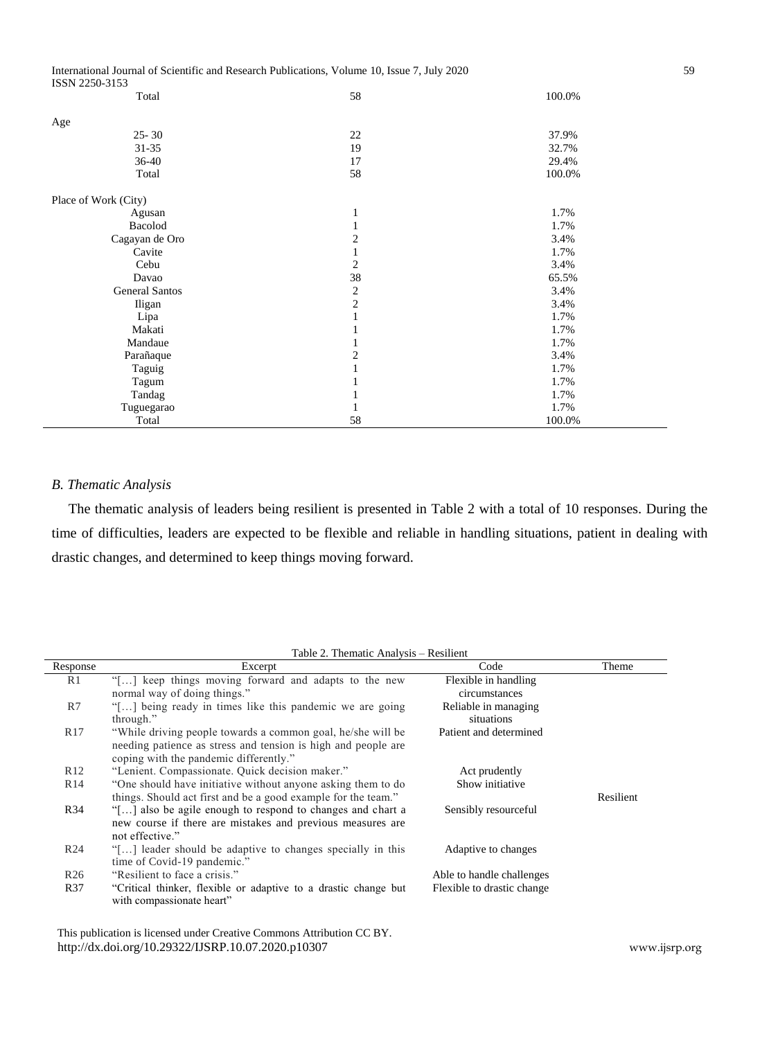| | | |
|---|---|---|
| Total | 58 | 100.0% |
| **Age** | | |
| 25- 30 | 22 | 37.9% |
| 31-35 | 19 | 32.7% |
| 36-40 | 17 | 29.4% |
| Total | 58 | 100.0% |
| **Place of Work (City)** | | |
| Agusan | 1 | 1.7% |
| Bacolod | 1 | 1.7% |
| Cagayan de Oro | 2 | 3.4% |
| Cavite | 1 | 1.7% |
| Cebu | 2 | 3.4% |
| Davao | 38 | 65.5% |
| General Santos | 2 | 3.4% |
| Iligan | 2 | 3.4% |
| Lipa | 1 | 1.7% |
| Makati | 1 | 1.7% |
| Mandaue | 1 | 1.7% |
| Parañaque | 2 | 3.4% |
| Taguig | 1 | 1.7% |
| Tagum | 1 | 1.7% |
| Tandag | 1 | 1.7% |
| Tuguegarao | 1 | 1.7% |
| Total | 58 | 100.0% |

## *B. Thematic Analysis*

The thematic analysis of leaders being resilient is presented in Table 2 with a total of 10 responses. During the time of difficulties, leaders are expected to be flexible and reliable in handling situations, patient in dealing with drastic changes, and determined to keep things moving forward.

Table 2. Thematic Analysis – Resilient

| Response | Excerpt | Code | Theme |
|---|---|---|---|
| R1 | "[…] keep things moving forward and adapts to the new normal way of doing things." | Flexible in handling circumstances | |
| R7 | "[…] being ready in times like this pandemic we are going through." | Reliable in managing situations | |
| R17 | "While driving people towards a common goal, he/she will be needing patience as stress and tension is high and people are coping with the pandemic differently." | Patient and determined | |
| R12 | "Lenient. Compassionate. Quick decision maker." | Act prudently | |
| R14 | "One should have initiative without anyone asking them to do things. Should act first and be a good example for the team." | Show initiative | Resilient |
| R34 | "[…] also be agile enough to respond to changes and chart a new course if there are mistakes and previous measures are not effective." | Sensibly resourceful | |
| R24 | "[…] leader should be adaptive to changes specially in this time of Covid-19 pandemic." | Adaptive to changes | |
| R26 | "Resilient to face a crisis." | Able to handle challenges | |
| R37 | "Critical thinker, flexible or adaptive to a drastic change but with compassionate heart" | Flexible to drastic change | |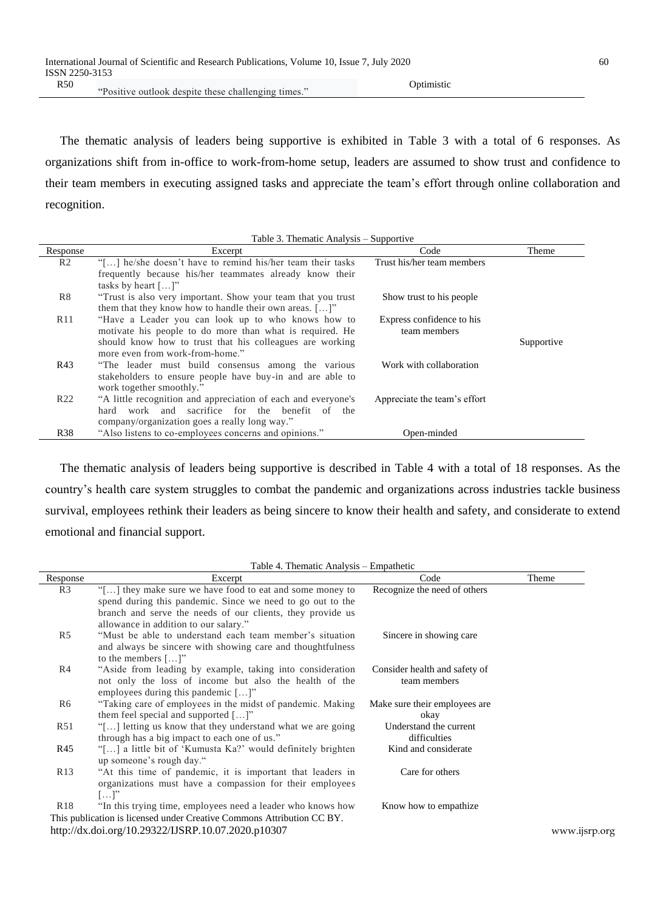| R50 | "Positive outlook despite these challenging times." | Optimistic | |
|---|---|---|---|

The thematic analysis of leaders being supportive is exhibited in Table 3 with a total of 6 responses. As organizations shift from in-office to work-from-home setup, leaders are assumed to show trust and confidence to their team members in executing assigned tasks and appreciate the team's effort through online collaboration and recognition.

Table 3. Thematic Analysis – Supportive

| Response | Excerpt | Code | Theme |
|---|---|---|---|
| R2 | "[…] he/she doesn't have to remind his/her team their tasks frequently because his/her teammates already know their tasks by heart […]" | Trust his/her team members | |
| R8 | "Trust is also very important. Show your team that you trust them that they know how to handle their own areas. […]" | Show trust to his people | |
| R11 | "Have a Leader you can look up to who knows how to motivate his people to do more than what is required. He should know how to trust that his colleagues are working more even from work-from-home." | Express confidence to his team members | Supportive |
| R43 | "The leader must build consensus among the various stakeholders to ensure people have buy-in and are able to work together smoothly." | Work with collaboration | |
| R22 | "A little recognition and appreciation of each and everyone's hard work and sacrifice for the benefit of the company/organization goes a really long way." | Appreciate the team's effort | |
| R38 | "Also listens to co-employees concerns and opinions." | Open-minded | |

The thematic analysis of leaders being supportive is described in Table 4 with a total of 18 responses. As the country's health care system struggles to combat the pandemic and organizations across industries tackle business survival, employees rethink their leaders as being sincere to know their health and safety, and considerate to extend emotional and financial support.

Table 4. Thematic Analysis – Empathetic

| Response | Excerpt | Code | Theme |
|---|---|---|---|
| R3 | "[…] they make sure we have food to eat and some money to spend during this pandemic. Since we need to go out to the branch and serve the needs of our clients, they provide us allowance in addition to our salary." | Recognize the need of others | |
| R5 | "Must be able to understand each team member's situation and always be sincere with showing care and thoughtfulness to the members […]" | Sincere in showing care | |
| R4 | "Aside from leading by example, taking into consideration not only the loss of income but also the health of the employees during this pandemic […]" | Consider health and safety of team members | |
| R6 | "Taking care of employees in the midst of pandemic. Making them feel special and supported […]" | Make sure their employees are okay | |
| R51 | "[…] letting us know that they understand what we are going through has a big impact to each one of us." | Understand the current difficulties | |
| R45 | "[…] a little bit of 'Kumusta Ka?' would definitely brighten up someone's rough day." | Kind and considerate | |
| R13 | "At this time of pandemic, it is important that leaders in organizations must have a compassion for their employees […]" | Care for others | |
| R18 | "In this trying time, employees need a leader who knows how | Know how to empathize | |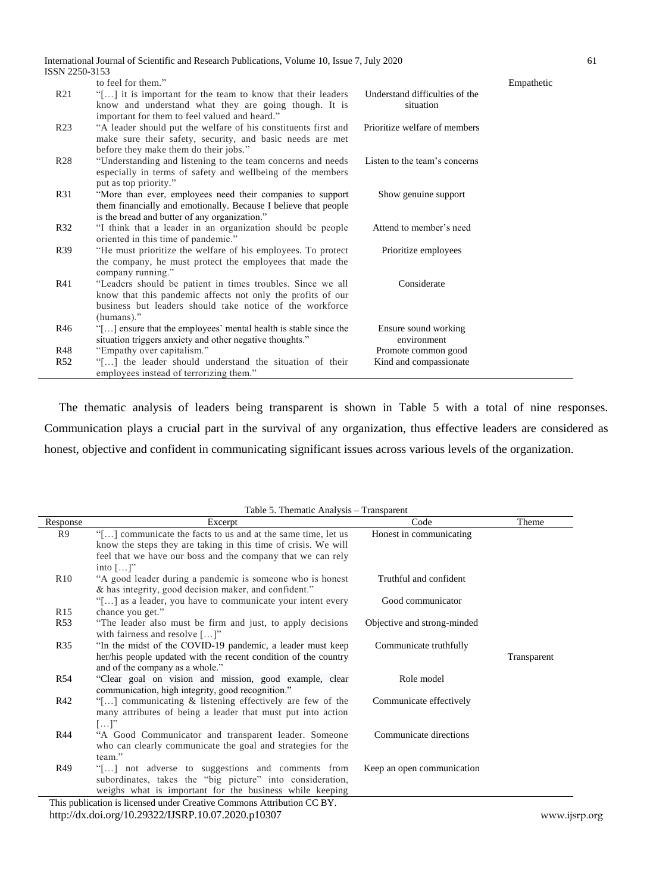| Response | Excerpt | Code | Theme |
|---|---|---|---|
| | to feel for them." | | Empathetic |
| R21 | "[…] it is important for the team to know that their leaders know and understand what they are going though. It is important for them to feel valued and heard." | Understand difficulties of the situation | |
| R23 | "A leader should put the welfare of his constituents first and make sure their safety, security, and basic needs are met before they make them do their jobs." | Prioritize welfare of members | |
| R28 | "Understanding and listening to the team concerns and needs especially in terms of safety and wellbeing of the members put as top priority." | Listen to the team's concerns | |
| R31 | "More than ever, employees need their companies to support them financially and emotionally. Because I believe that people is the bread and butter of any organization." | Show genuine support | |
| R32 | "I think that a leader in an organization should be people oriented in this time of pandemic." | Attend to member's need | |
| R39 | "He must prioritize the welfare of his employees. To protect the company, he must protect the employees that made the company running." | Prioritize employees | |
| R41 | "Leaders should be patient in times troubles. Since we all know that this pandemic affects not only the profits of our business but leaders should take notice of the workforce (humans)." | Considerate | |
| R46 | "[…] ensure that the employees' mental health is stable since the situation triggers anxiety and other negative thoughts." | Ensure sound working environment | |
| R48 | "Empathy over capitalism." | Promote common good | |
| R52 | "[…] the leader should understand the situation of their employees instead of terrorizing them." | Kind and compassionate | |

The thematic analysis of leaders being transparent is shown in Table 5 with a total of nine responses. Communication plays a crucial part in the survival of any organization, thus effective leaders are considered as honest, objective and confident in communicating significant issues across various levels of the organization.

Table 5. Thematic Analysis – Transparent

| Response | Excerpt | Code | Theme |
|---|---|---|---|
| R9 | "[…] communicate the facts to us and at the same time, let us know the steps they are taking in this time of crisis. We will feel that we have our boss and the company that we can rely into […]" | Honest in communicating | |
| R10 | "A good leader during a pandemic is someone who is honest & has integrity, good decision maker, and confident." | Truthful and confident | |
| R15 | "[…] as a leader, you have to communicate your intent every chance you get." | Good communicator | |
| R53 | "The leader also must be firm and just, to apply decisions with fairness and resolve […]" | Objective and strong-minded | |
| R35 | "In the midst of the COVID-19 pandemic, a leader must keep her/his people updated with the recent condition of the country and of the company as a whole." | Communicate truthfully | Transparent |
| R54 | "Clear goal on vision and mission, good example, clear communication, high integrity, good recognition." | Role model | |
| R42 | "[…] communicating & listening effectively are few of the many attributes of being a leader that must put into action […]" | Communicate effectively | |
| R44 | "A Good Communicator and transparent leader. Someone who can clearly communicate the goal and strategies for the team." | Communicate directions | |
| R49 | "[…] not adverse to suggestions and comments from subordinates, takes the "big picture" into consideration, weighs what is important for the business while keeping | Keep an open communication | |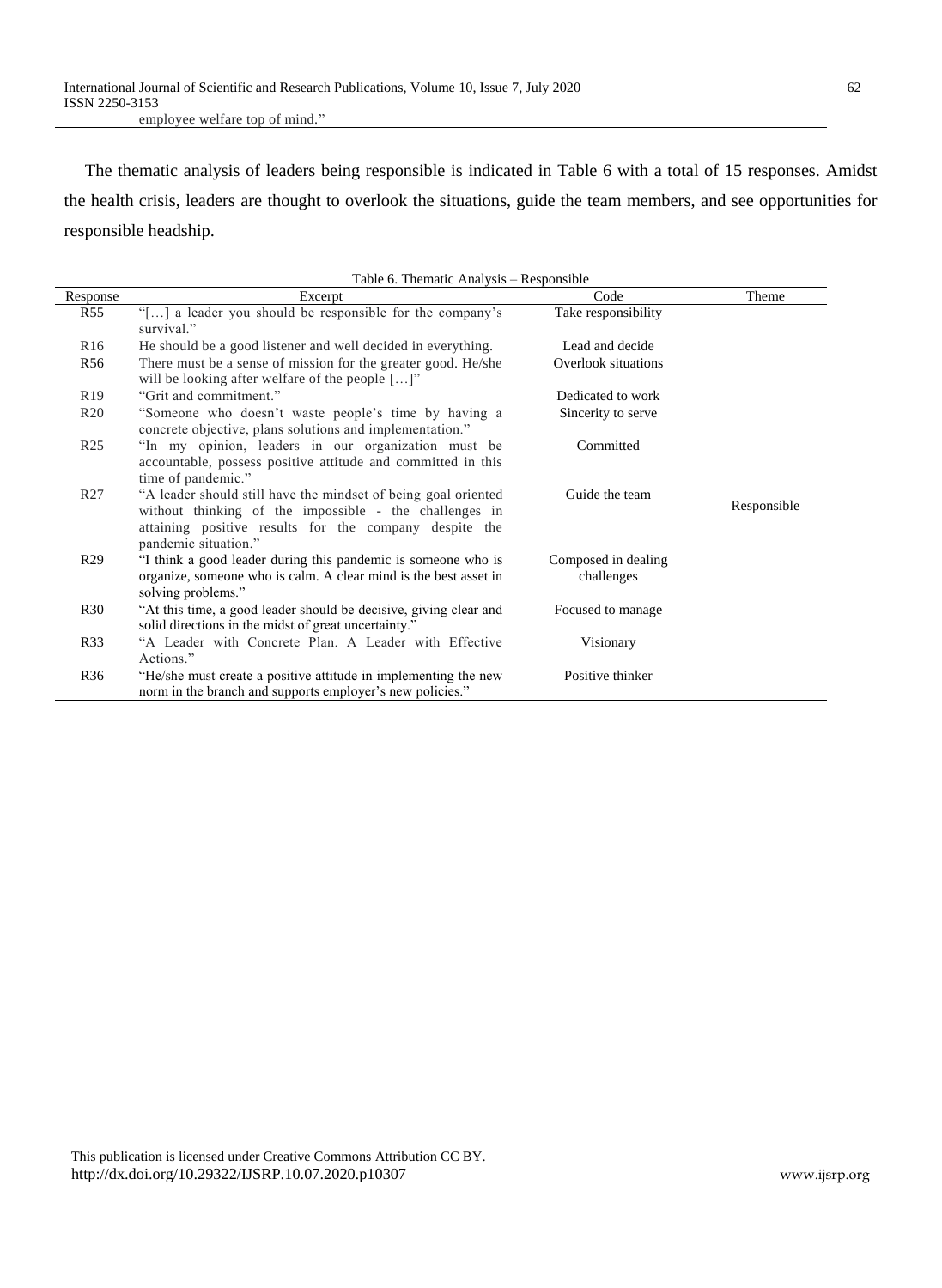employee welfare top of mind."

The thematic analysis of leaders being responsible is indicated in Table 6 with a total of 15 responses. Amidst the health crisis, leaders are thought to overlook the situations, guide the team members, and see opportunities for responsible headship.

Table 6. Thematic Analysis – Responsible

| Response | Excerpt | Code | Theme |
|---|---|---|---|
| R55 | "[…] a leader you should be responsible for the company's survival." | Take responsibility | |
| R16 | He should be a good listener and well decided in everything. | Lead and decide | |
| R56 | There must be a sense of mission for the greater good. He/she will be looking after welfare of the people […]" | Overlook situations | |
| R19 | "Grit and commitment." | Dedicated to work | |
| R20 | "Someone who doesn't waste people's time by having a concrete objective, plans solutions and implementation." | Sincerity to serve | |
| R25 | "In my opinion, leaders in our organization must be accountable, possess positive attitude and committed in this time of pandemic." | Committed | |
| R27 | "A leader should still have the mindset of being goal oriented without thinking of the impossible - the challenges in attaining positive results for the company despite the pandemic situation." | Guide the team | Responsible |
| R29 | "I think a good leader during this pandemic is someone who is organize, someone who is calm. A clear mind is the best asset in solving problems." | Composed in dealing challenges | |
| R30 | "At this time, a good leader should be decisive, giving clear and solid directions in the midst of great uncertainty." | Focused to manage | |
| R33 | "A Leader with Concrete Plan. A Leader with Effective Actions." | Visionary | |
| R36 | "He/she must create a positive attitude in implementing the new norm in the branch and supports employer's new policies." | Positive thinker | |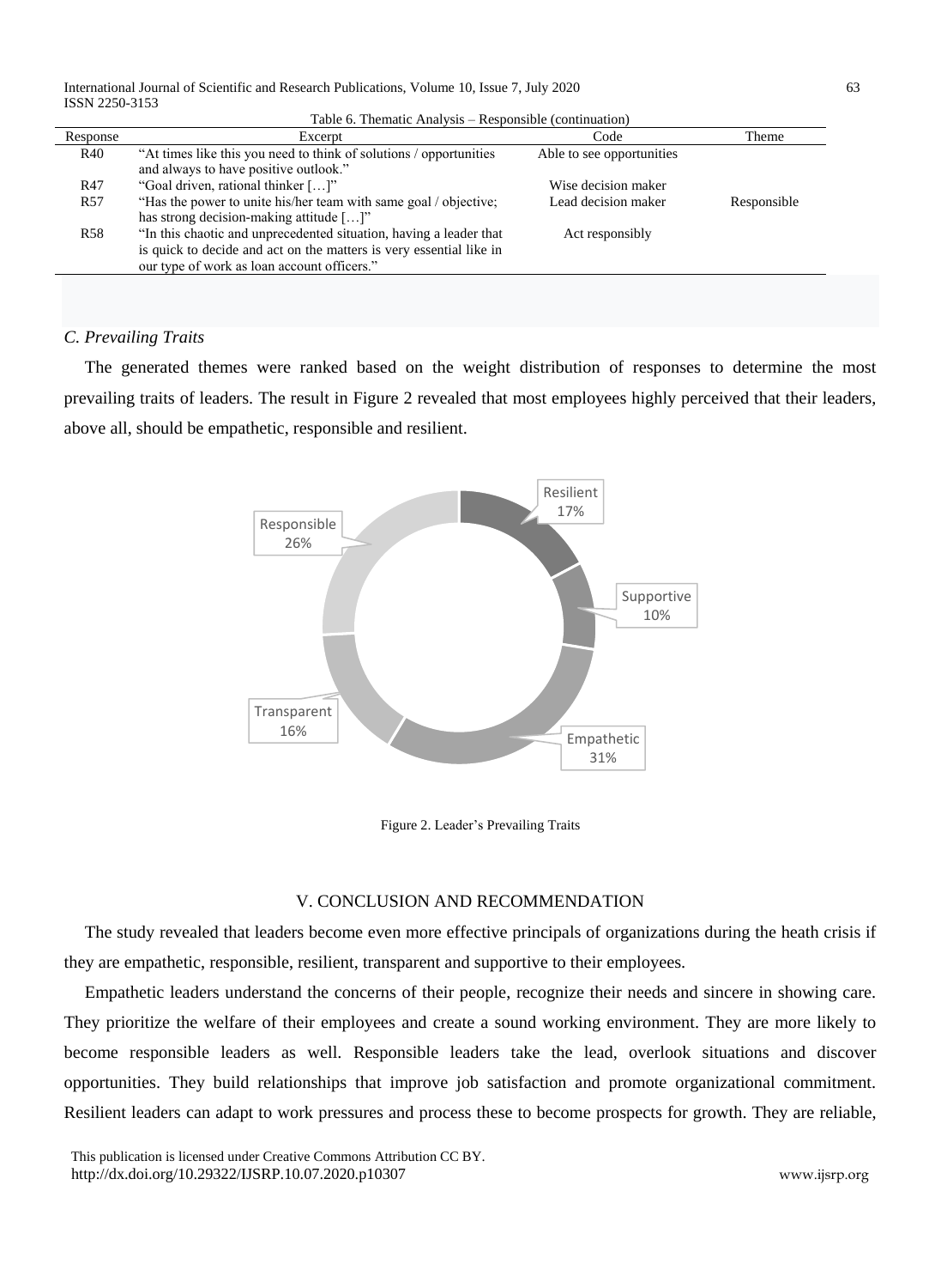Table 6. Thematic Analysis – Responsible (continuation)

| Response | Excerpt | Code | Theme |
|---|---|---|---|
| R40 | "At times like this you need to think of solutions / opportunities and always to have positive outlook." | Able to see opportunities | |
| R47 | "Goal driven, rational thinker […]" | Wise decision maker | |
| R57 | "Has the power to unite his/her team with same goal / objective; has strong decision-making attitude […]" | Lead decision maker | Responsible |
| R58 | "In this chaotic and unprecedented situation, having a leader that is quick to decide and act on the matters is very essential like in our type of work as loan account officers." | Act responsibly | |

### *C. Prevailing Traits*

The generated themes were ranked based on the weight distribution of responses to determine the most prevailing traits of leaders. The result in Figure 2 revealed that most employees highly perceived that their leaders, above all, should be empathetic, responsible and resilient.

Resilient 17%
Supportive 10%
Empathetic 31%
Transparent 16%
Responsible 26%

Figure 2. Leader's Prevailing Traits

## V. CONCLUSION AND RECOMMENDATION

The study revealed that leaders become even more effective principals of organizations during the heath crisis if they are empathetic, responsible, resilient, transparent and supportive to their employees.

Empathetic leaders understand the concerns of their people, recognize their needs and sincere in showing care. They prioritize the welfare of their employees and create a sound working environment. They are more likely to become responsible leaders as well. Responsible leaders take the lead, overlook situations and discover opportunities. They build relationships that improve job satisfaction and promote organizational commitment. Resilient leaders can adapt to work pressures and process these to become prospects for growth. They are reliable,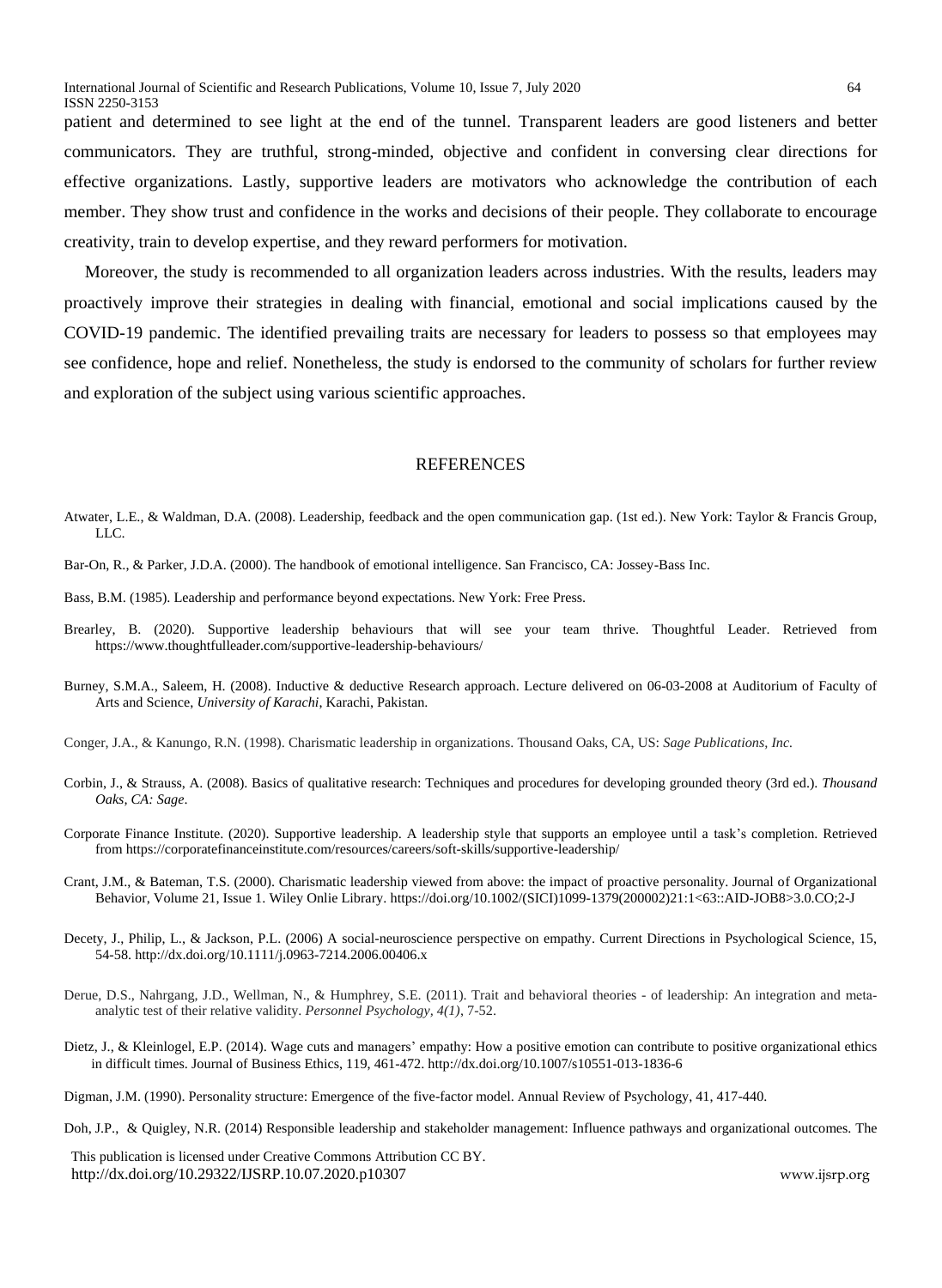patient and determined to see light at the end of the tunnel. Transparent leaders are good listeners and better communicators. They are truthful, strong-minded, objective and confident in conversing clear directions for effective organizations. Lastly, supportive leaders are motivators who acknowledge the contribution of each member. They show trust and confidence in the works and decisions of their people. They collaborate to encourage creativity, train to develop expertise, and they reward performers for motivation.

Moreover, the study is recommended to all organization leaders across industries. With the results, leaders may proactively improve their strategies in dealing with financial, emotional and social implications caused by the COVID-19 pandemic. The identified prevailing traits are necessary for leaders to possess so that employees may see confidence, hope and relief. Nonetheless, the study is endorsed to the community of scholars for further review and exploration of the subject using various scientific approaches.

## REFERENCES

Atwater, L.E., & Waldman, D.A. (2008). Leadership, feedback and the open communication gap. (1st ed.). New York: Taylor & Francis Group, LLC.

Bar-On, R., & Parker, J.D.A. (2000). The handbook of emotional intelligence. San Francisco, CA: Jossey-Bass Inc.

Bass, B.M. (1985). Leadership and performance beyond expectations. New York: Free Press.

Brearley, B. (2020). Supportive leadership behaviours that will see your team thrive. Thoughtful Leader. Retrieved from https://www.thoughtfulleader.com/supportive-leadership-behaviours/

Burney, S.M.A., Saleem, H. (2008). Inductive & deductive Research approach. Lecture delivered on 06-03-2008 at Auditorium of Faculty of Arts and Science, *University of Karachi*, Karachi, Pakistan.

Conger, J.A., & Kanungo, R.N. (1998). Charismatic leadership in organizations. Thousand Oaks, CA, US: *Sage Publications, Inc.*

Corbin, J., & Strauss, A. (2008). Basics of qualitative research: Techniques and procedures for developing grounded theory (3rd ed.). *Thousand Oaks, CA: Sage*.

Corporate Finance Institute. (2020). Supportive leadership. A leadership style that supports an employee until a task's completion. Retrieved from https://corporatefinanceinstitute.com/resources/careers/soft-skills/supportive-leadership/

Crant, J.M., & Bateman, T.S. (2000). Charismatic leadership viewed from above: the impact of proactive personality. Journal of Organizational Behavior, Volume 21, Issue 1. Wiley Onlie Library. https://doi.org/10.1002/(SICI)1099-1379(200002)21:1<63::AID-JOB8>3.0.CO;2-J

Decety, J., Philip, L., & Jackson, P.L. (2006) A social-neuroscience perspective on empathy. Current Directions in Psychological Science, 15, 54-58. http://dx.doi.org/10.1111/j.0963-7214.2006.00406.x

Derue, D.S., Nahrgang, J.D., Wellman, N., & Humphrey, S.E. (2011). Trait and behavioral theories - of leadership: An integration and meta-analytic test of their relative validity. *Personnel Psychology*, *4(1)*, 7-52.

Dietz, J., & Kleinlogel, E.P. (2014). Wage cuts and managers' empathy: How a positive emotion can contribute to positive organizational ethics in difficult times. Journal of Business Ethics, 119, 461-472. http://dx.doi.org/10.1007/s10551-013-1836-6

Digman, J.M. (1990). Personality structure: Emergence of the five-factor model. Annual Review of Psychology, 41, 417-440.

Doh, J.P., & Quigley, N.R. (2014) Responsible leadership and stakeholder management: Influence pathways and organizational outcomes. The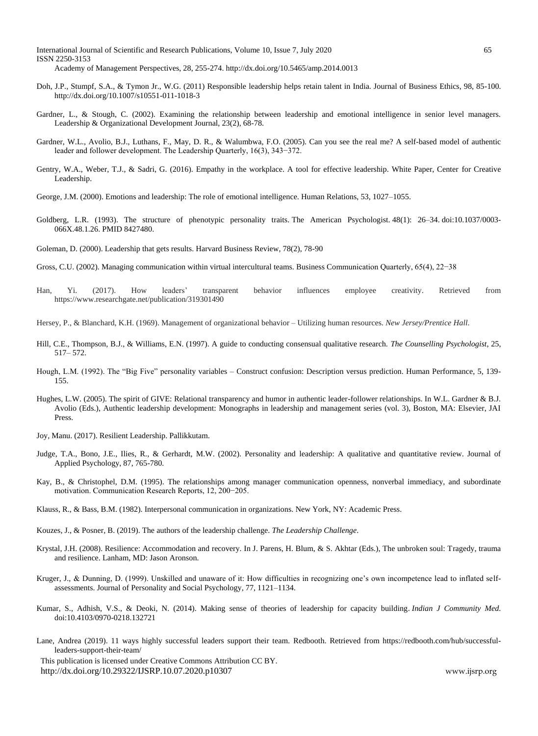Academy of Management Perspectives, 28, 255-274. http://dx.doi.org/10.5465/amp.2014.0013

Doh, J.P., Stumpf, S.A., & Tymon Jr., W.G. (2011) Responsible leadership helps retain talent in India. Journal of Business Ethics, 98, 85-100. http://dx.doi.org/10.1007/s10551-011-1018-3

Gardner, L., & Stough, C. (2002). Examining the relationship between leadership and emotional intelligence in senior level managers. Leadership & Organizational Development Journal, 23(2), 68-78.

Gardner, W.L., Avolio, B.J., Luthans, F., May, D. R., & Walumbwa, F.O. (2005). Can you see the real me? A self-based model of authentic leader and follower development. The Leadership Quarterly, 16(3), 343−372.

Gentry, W.A., Weber, T.J., & Sadri, G. (2016). Empathy in the workplace. A tool for effective leadership. White Paper, Center for Creative Leadership.

George, J.M. (2000). Emotions and leadership: The role of emotional intelligence. Human Relations, 53, 1027–1055.

Goldberg, L.R. (1993). The structure of phenotypic personality traits. The American Psychologist. 48(1): 26–34. doi:10.1037/0003-066X.48.1.26. PMID 8427480.

Goleman, D. (2000). Leadership that gets results. Harvard Business Review, 78(2), 78-90

Gross, C.U. (2002). Managing communication within virtual intercultural teams. Business Communication Quarterly, 65(4), 22−38

Han, Yi. (2017). How leaders' transparent behavior influences employee creativity. Retrieved from https://www.researchgate.net/publication/319301490

Hersey, P., & Blanchard, K.H. (1969). Management of organizational behavior – Utilizing human resources. *New Jersey/Prentice Hall*.

Hill, C.E., Thompson, B.J., & Williams, E.N. (1997). A guide to conducting consensual qualitative research. *The Counselling Psychologist*, 25, 517– 572.

Hough, L.M. (1992). The "Big Five" personality variables – Construct confusion: Description versus prediction. Human Performance, 5, 139-155.

Hughes, L.W. (2005). The spirit of GIVE: Relational transparency and humor in authentic leader-follower relationships. In W.L. Gardner & B.J. Avolio (Eds.), Authentic leadership development: Monographs in leadership and management series (vol. 3), Boston, MA: Elsevier, JAI Press.

Joy, Manu. (2017). Resilient Leadership. Pallikkutam.

Judge, T.A., Bono, J.E., Ilies, R., & Gerhardt, M.W. (2002). Personality and leadership: A qualitative and quantitative review. Journal of Applied Psychology, 87, 765-780.

Kay, B., & Christophel, D.M. (1995). The relationships among manager communication openness, nonverbal immediacy, and subordinate motivation. Communication Research Reports, 12, 200−205.

Klauss, R., & Bass, B.M. (1982). Interpersonal communication in organizations. New York, NY: Academic Press.

Kouzes, J., & Posner, B. (2019). The authors of the leadership challenge. *The Leadership Challenge*.

Krystal, J.H. (2008). Resilience: Accommodation and recovery. In J. Parens, H. Blum, & S. Akhtar (Eds.), The unbroken soul: Tragedy, trauma and resilience. Lanham, MD: Jason Aronson.

Kruger, J., & Dunning, D. (1999). Unskilled and unaware of it: How difficulties in recognizing one's own incompetence lead to inflated self-assessments. Journal of Personality and Social Psychology, 77, 1121–1134.

Kumar, S., Adhish, V.S., & Deoki, N. (2014). Making sense of theories of leadership for capacity building. *Indian J Community Med.* doi:10.4103/0970-0218.132721

Lane, Andrea (2019). 11 ways highly successful leaders support their team. Redbooth. Retrieved from https://redbooth.com/hub/successful-leaders-support-their-team/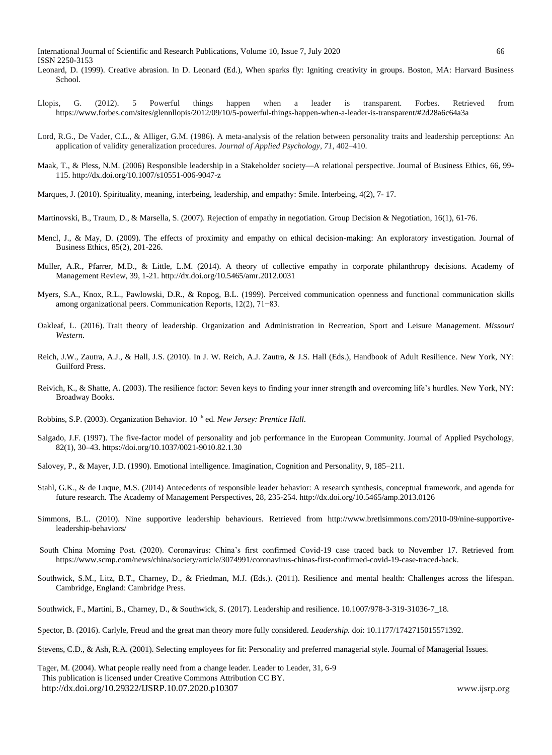Leonard, D. (1999). Creative abrasion. In D. Leonard (Ed.), When sparks fly: Igniting creativity in groups. Boston, MA: Harvard Business School.

Llopis, G. (2012). 5 Powerful things happen when a leader is transparent. Forbes. Retrieved from https://www.forbes.com/sites/glennllopis/2012/09/10/5-powerful-things-happen-when-a-leader-is-transparent/#2d28a6c64a3a

Lord, R.G., De Vader, C.L., & Alliger, G.M. (1986). A meta-analysis of the relation between personality traits and leadership perceptions: An application of validity generalization procedures. *Journal of Applied Psychology*, *71*, 402–410.

Maak, T., & Pless, N.M. (2006) Responsible leadership in a Stakeholder society—A relational perspective. Journal of Business Ethics, 66, 99-115. http://dx.doi.org/10.1007/s10551-006-9047-z

Marques, J. (2010). Spirituality, meaning, interbeing, leadership, and empathy: Smile. Interbeing, 4(2), 7- 17.

Martinovski, B., Traum, D., & Marsella, S. (2007). Rejection of empathy in negotiation. Group Decision & Negotiation, 16(1), 61-76.

Mencl, J., & May, D. (2009). The effects of proximity and empathy on ethical decision-making: An exploratory investigation. Journal of Business Ethics, 85(2), 201-226.

Muller, A.R., Pfarrer, M.D., & Little, L.M. (2014). A theory of collective empathy in corporate philanthropy decisions. Academy of Management Review, 39, 1-21. http://dx.doi.org/10.5465/amr.2012.0031

Myers, S.A., Knox, R.L., Pawlowski, D.R., & Ropog, B.L. (1999). Perceived communication openness and functional communication skills among organizational peers. Communication Reports, 12(2), 71−83.

Oakleaf, L. (2016). Trait theory of leadership. Organization and Administration in Recreation, Sport and Leisure Management. *Missouri Western.*

Reich, J.W., Zautra, A.J., & Hall, J.S. (2010). In J. W. Reich, A.J. Zautra, & J.S. Hall (Eds.), Handbook of Adult Resilience. New York, NY: Guilford Press.

Reivich, K., & Shatte, A. (2003). The resilience factor: Seven keys to finding your inner strength and overcoming life's hurdles. New York, NY: Broadway Books.

Robbins, S.P. (2003). Organization Behavior. 10 th ed. *New Jersey: Prentice Hall.*

Salgado, J.F. (1997). The five-factor model of personality and job performance in the European Community. Journal of Applied Psychology, 82(1), 30–43. https://doi.org/10.1037/0021-9010.82.1.30

Salovey, P., & Mayer, J.D. (1990). Emotional intelligence. Imagination, Cognition and Personality, 9, 185–211.

Stahl, G.K., & de Luque, M.S. (2014) Antecedents of responsible leader behavior: A research synthesis, conceptual framework, and agenda for future research. The Academy of Management Perspectives, 28, 235-254. http://dx.doi.org/10.5465/amp.2013.0126

Simmons, B.L. (2010). Nine supportive leadership behaviours. Retrieved from http://www.bretlsimmons.com/2010-09/nine-supportive-leadership-behaviors/

South China Morning Post. (2020). Coronavirus: China's first confirmed Covid-19 case traced back to November 17. Retrieved from https://www.scmp.com/news/china/society/article/3074991/coronavirus-chinas-first-confirmed-covid-19-case-traced-back.

Southwick, S.M., Litz, B.T., Charney, D., & Friedman, M.J. (Eds.). (2011). Resilience and mental health: Challenges across the lifespan. Cambridge, England: Cambridge Press.

Southwick, F., Martini, B., Charney, D., & Southwick, S. (2017). Leadership and resilience. 10.1007/978-3-319-31036-7_18.

Spector, B. (2016). Carlyle, Freud and the great man theory more fully considered. *Leadership.* doi: 10.1177/1742715015571392.

Stevens, C.D., & Ash, R.A. (2001). Selecting employees for fit: Personality and preferred managerial style. Journal of Managerial Issues.

Tager, M. (2004). What people really need from a change leader. Leader to Leader, 31, 6-9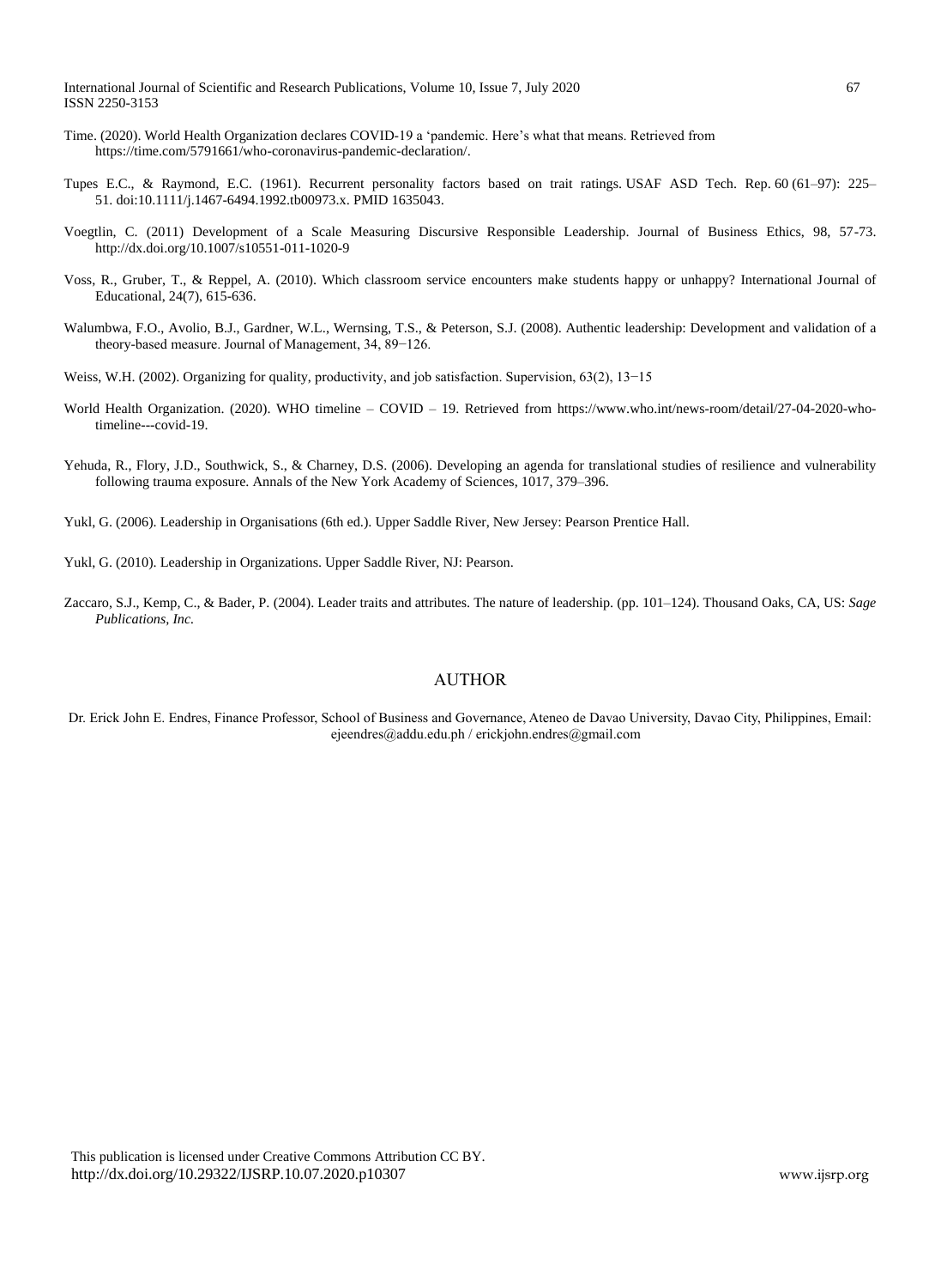Time. (2020). World Health Organization declares COVID-19 a 'pandemic. Here's what that means. Retrieved from https://time.com/5791661/who-coronavirus-pandemic-declaration/.

Tupes E.C., & Raymond, E.C. (1961). Recurrent personality factors based on trait ratings. USAF ASD Tech. Rep. 60 (61–97): 225–51. doi:10.1111/j.1467-6494.1992.tb00973.x. PMID 1635043.

Voegtlin, C. (2011) Development of a Scale Measuring Discursive Responsible Leadership. Journal of Business Ethics, 98, 57-73. http://dx.doi.org/10.1007/s10551-011-1020-9

Voss, R., Gruber, T., & Reppel, A. (2010). Which classroom service encounters make students happy or unhappy? International Journal of Educational, 24(7), 615-636.

Walumbwa, F.O., Avolio, B.J., Gardner, W.L., Wernsing, T.S., & Peterson, S.J. (2008). Authentic leadership: Development and validation of a theory-based measure. Journal of Management, 34, 89−126.

Weiss, W.H. (2002). Organizing for quality, productivity, and job satisfaction. Supervision, 63(2), 13−15

World Health Organization. (2020). WHO timeline – COVID – 19. Retrieved from https://www.who.int/news-room/detail/27-04-2020-who-timeline---covid-19.

Yehuda, R., Flory, J.D., Southwick, S., & Charney, D.S. (2006). Developing an agenda for translational studies of resilience and vulnerability following trauma exposure. Annals of the New York Academy of Sciences, 1017, 379–396.

Yukl, G. (2006). Leadership in Organisations (6th ed.). Upper Saddle River, New Jersey: Pearson Prentice Hall.

Yukl, G. (2010). Leadership in Organizations. Upper Saddle River, NJ: Pearson.

Zaccaro, S.J., Kemp, C., & Bader, P. (2004). Leader traits and attributes. The nature of leadership. (pp. 101–124). Thousand Oaks, CA, US: *Sage Publications, Inc.*

## AUTHOR

Dr. Erick John E. Endres, Finance Professor, School of Business and Governance, Ateneo de Davao University, Davao City, Philippines, Email: ejeendres@addu.edu.ph / erickjohn.endres@gmail.com